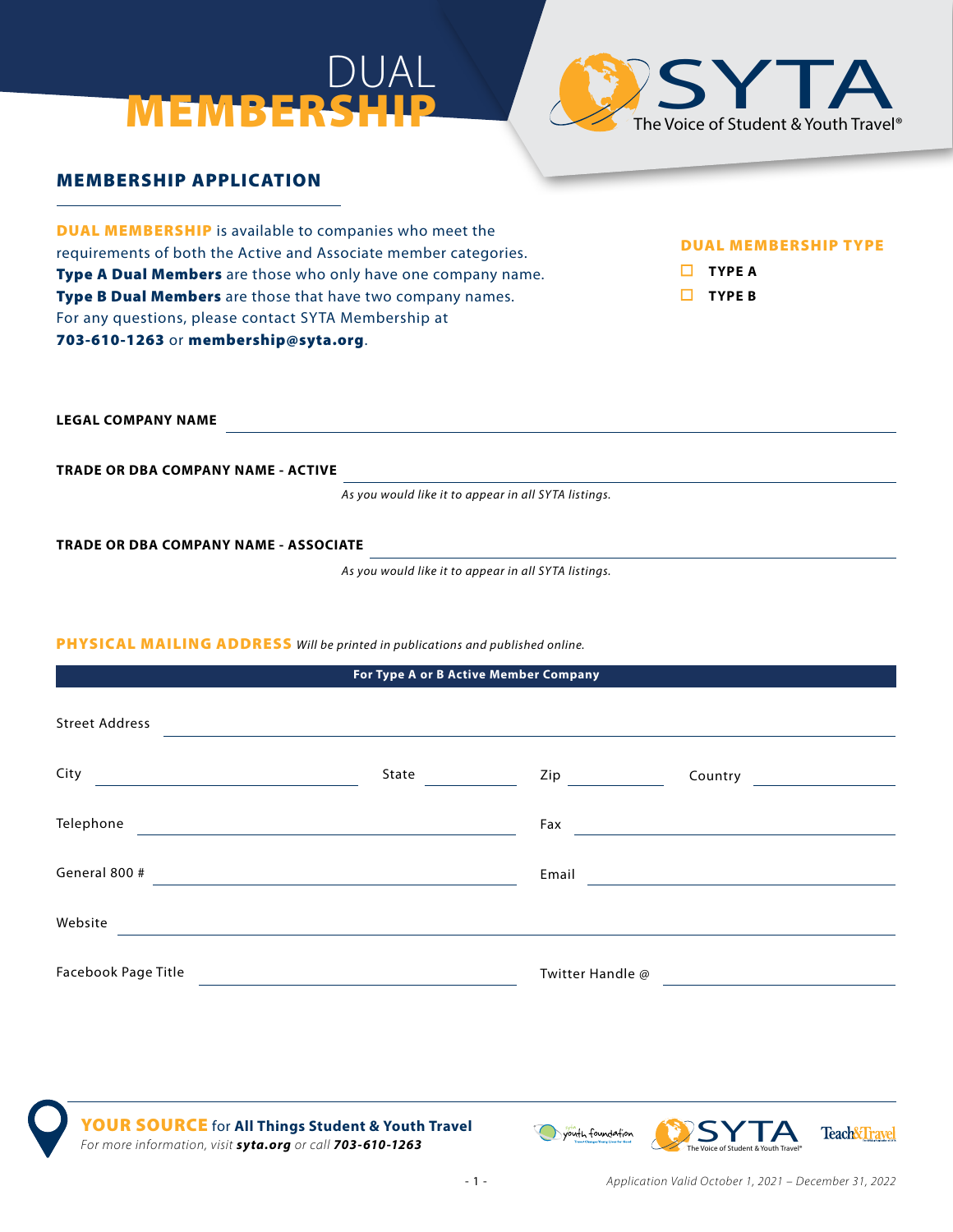# DUAL MEMBERSHIP

SYTA — The Voice of Student & Youth Travel®

## MEMBERSHIP APPLICATION

**DUAL MEMBERSHIP** is available to companies who meet the requirements of both the Active and Associate member categories. **Type A Dual Members** are those who only have one company name. **Type B Dual Members** are those that have two company names. For any questions, please contact SYTA Membership at **703-610-1263** or **membership@syta.org**.

**DUAL MEMBERSHIP TYPE**

- ☐ **TYPE A**
- ☐ **TYPE B**

**LEGAL COMPANY NAME** ______________________________

**TRADE OR DBA COMPANY NAME - ACTIVE** ______________________________

*As you would like it to appear in all SYTA listings.*

**TRADE OR DBA COMPANY NAME - ASSOCIATE** ______________________________

*As you would like it to appear in all SYTA listings.*

**PHYSICAL MAILING ADDRESS** *Will be printed in publications and published online.*

**For Type A or B Active Member Company**

Street Address ______________________________

City ______________ State ________ Zip ________ Country ____________

Telephone ______________________ Fax ______________________

General 800 # ______________________ Email ______________________

Website ______________________________

Facebook Page Title ______________________ Twitter Handle @ ______________________

**YOUR SOURCE** for **All Things Student & Youth Travel**
*For more information, visit **syta.org** or call **703-610-1263***

*Application Valid October 1, 2021 – December 31, 2022*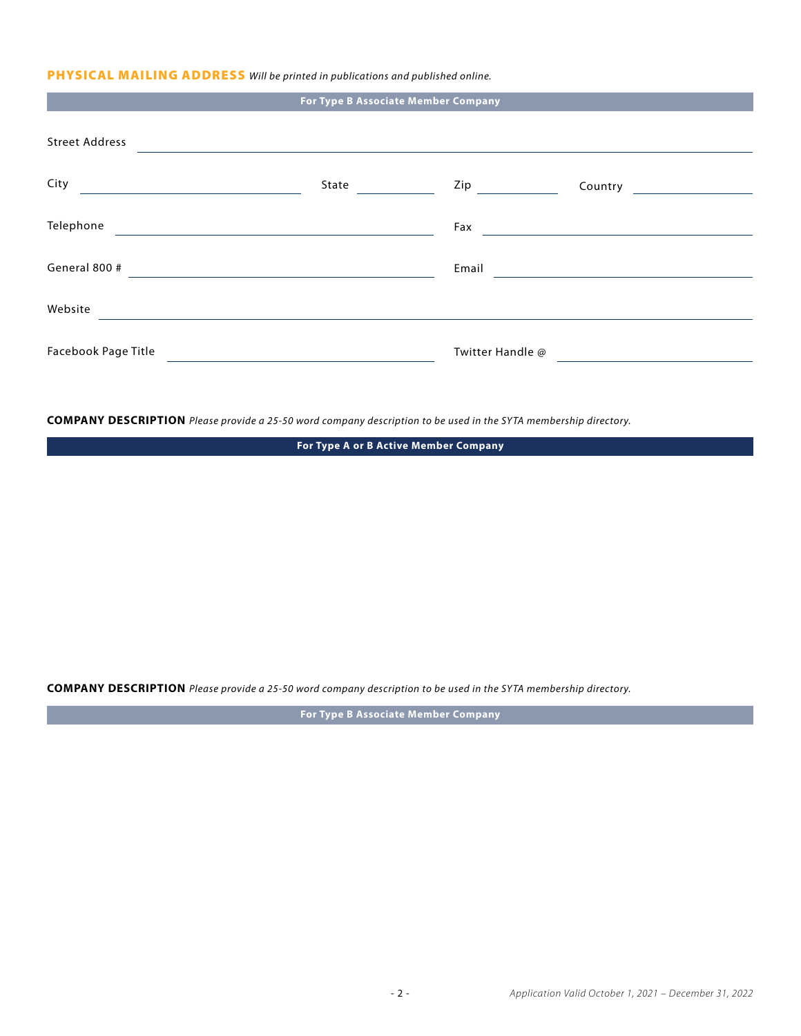## PHYSICAL MAILING ADDRESS *Will be printed in publications and published online.*

**For Type B Associate Member Company**

Street Address ______________________________________________

City ____________________ State __________ Zip __________ Country __________

Telephone ______________________________ Fax ______________________________

General 800 # ______________________________ Email ______________________________

Website ______________________________________________

Facebook Page Title ______________________________ Twitter Handle @ ______________________________

**COMPANY DESCRIPTION** *Please provide a 25-50 word company description to be used in the SYTA membership directory.*

**For Type A or B Active Member Company**

**COMPANY DESCRIPTION** *Please provide a 25-50 word company description to be used in the SYTA membership directory.*

**For Type B Associate Member Company**

*Application Valid October 1, 2021 – December 31, 2022*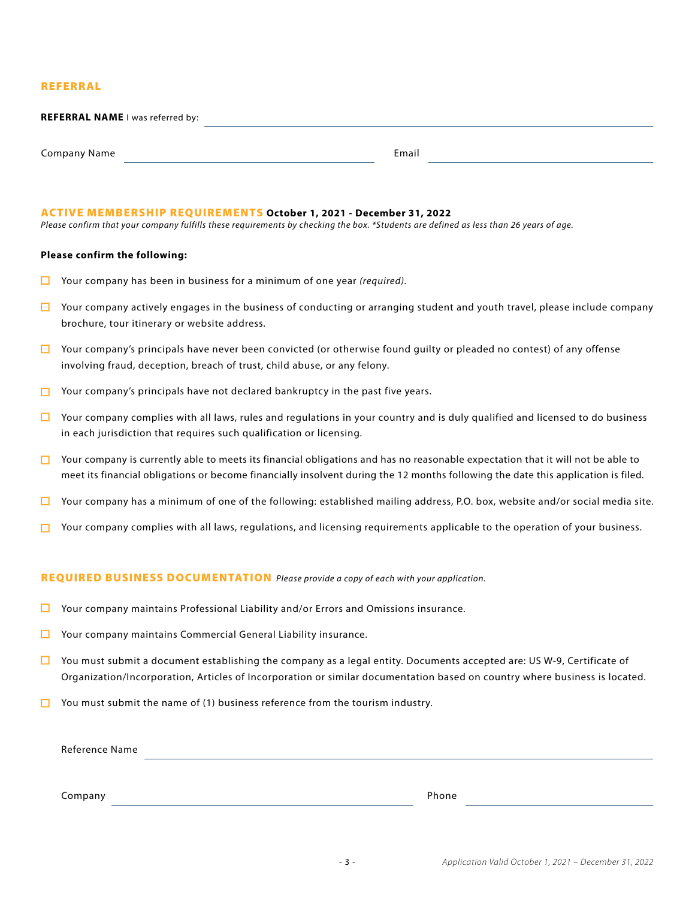## REFERRAL

**REFERRAL NAME** I was referred by: ______________________________

Company Name ______________________________ Email ______________________________

## ACTIVE MEMBERSHIP REQUIREMENTS **October 1, 2021 - December 31, 2022**

*Please confirm that your company fulfills these requirements by checking the box. *Students are defined as less than 26 years of age.*

**Please confirm the following:**

- ☐ Your company has been in business for a minimum of one year *(required).*
- ☐ Your company actively engages in the business of conducting or arranging student and youth travel, please include company brochure, tour itinerary or website address.
- ☐ Your company's principals have never been convicted (or otherwise found guilty or pleaded no contest) of any offense involving fraud, deception, breach of trust, child abuse, or any felony.
- ☐ Your company's principals have not declared bankruptcy in the past five years.
- ☐ Your company complies with all laws, rules and regulations in your country and is duly qualified and licensed to do business in each jurisdiction that requires such qualification or licensing.
- ☐ Your company is currently able to meets its financial obligations and has no reasonable expectation that it will not be able to meet its financial obligations or become financially insolvent during the 12 months following the date this application is filed.
- ☐ Your company has a minimum of one of the following: established mailing address, P.O. box, website and/or social media site.
- ☐ Your company complies with all laws, regulations, and licensing requirements applicable to the operation of your business.

## REQUIRED BUSINESS DOCUMENTATION *Please provide a copy of each with your application.*

- ☐ Your company maintains Professional Liability and/or Errors and Omissions insurance.
- ☐ Your company maintains Commercial General Liability insurance.
- ☐ You must submit a document establishing the company as a legal entity. Documents accepted are: US W-9, Certificate of Organization/Incorporation, Articles of Incorporation or similar documentation based on country where business is located.
- ☐ You must submit the name of (1) business reference from the tourism industry.

Reference Name ______________________________

Company ______________________________ Phone ______________________________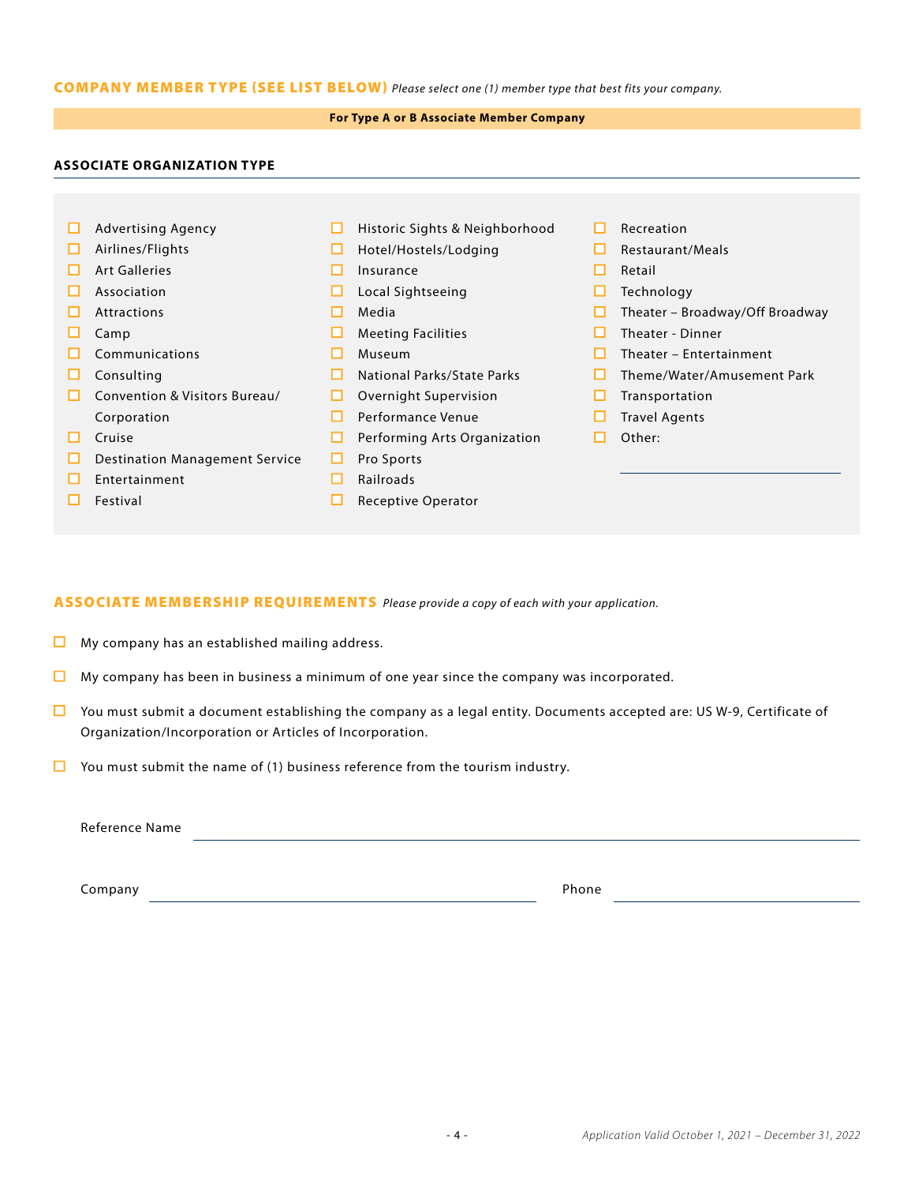## COMPANY MEMBER TYPE (SEE LIST BELOW) *Please select one (1) member type that best fits your company.*

**For Type A or B Associate Member Company**

### ASSOCIATE ORGANIZATION TYPE

- ☐ Advertising Agency
- ☐ Airlines/Flights
- ☐ Art Galleries
- ☐ Association
- ☐ Attractions
- ☐ Camp
- ☐ Communications
- ☐ Consulting
- ☐ Convention & Visitors Bureau/ Corporation
- ☐ Cruise
- ☐ Destination Management Service
- ☐ Entertainment
- ☐ Festival
- ☐ Historic Sights & Neighborhood
- ☐ Hotel/Hostels/Lodging
- ☐ Insurance
- ☐ Local Sightseeing
- ☐ Media
- ☐ Meeting Facilities
- ☐ Museum
- ☐ National Parks/State Parks
- ☐ Overnight Supervision
- ☐ Performance Venue
- ☐ Performing Arts Organization
- ☐ Pro Sports
- ☐ Railroads
- ☐ Receptive Operator
- ☐ Recreation
- ☐ Restaurant/Meals
- ☐ Retail
- ☐ Technology
- ☐ Theater – Broadway/Off Broadway
- ☐ Theater - Dinner
- ☐ Theater – Entertainment
- ☐ Theme/Water/Amusement Park
- ☐ Transportation
- ☐ Travel Agents
- ☐ Other: ______________________

## ASSOCIATE MEMBERSHIP REQUIREMENTS *Please provide a copy of each with your application.*

- ☐ My company has an established mailing address.
- ☐ My company has been in business a minimum of one year since the company was incorporated.
- ☐ You must submit a document establishing the company as a legal entity. Documents accepted are: US W-9, Certificate of Organization/Incorporation or Articles of Incorporation.
- ☐ You must submit the name of (1) business reference from the tourism industry.

Reference Name ______________________________________________

Company ______________________________ Phone ____________________

*Application Valid October 1, 2021 – December 31, 2022*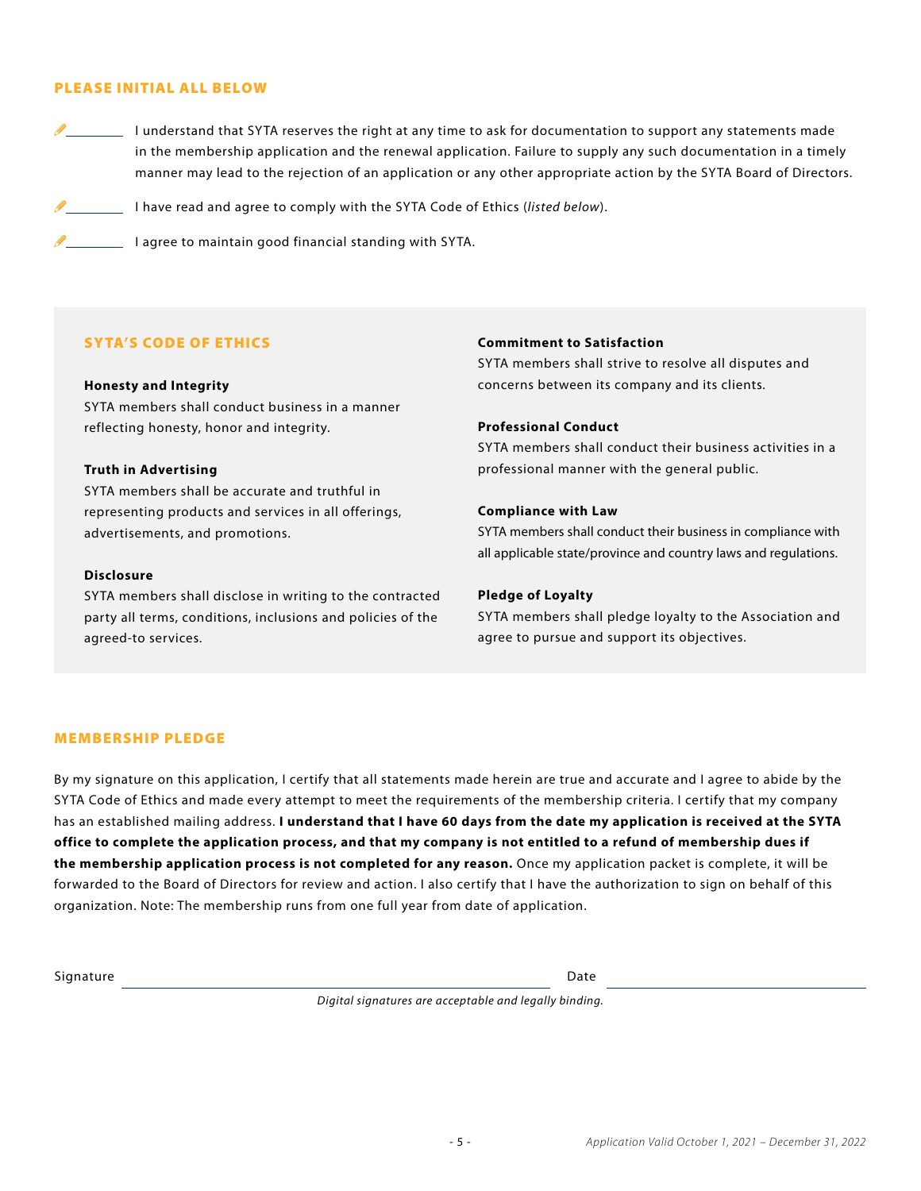## PLEASE INITIAL ALL BELOW

✏________ I understand that SYTA reserves the right at any time to ask for documentation to support any statements made in the membership application and the renewal application. Failure to supply any such documentation in a timely manner may lead to the rejection of an application or any other appropriate action by the SYTA Board of Directors.

✏________ I have read and agree to comply with the SYTA Code of Ethics (*listed below*).

✏________ I agree to maintain good financial standing with SYTA.

## SYTA'S CODE OF ETHICS

**Honesty and Integrity**
SYTA members shall conduct business in a manner reflecting honesty, honor and integrity.

**Truth in Advertising**
SYTA members shall be accurate and truthful in representing products and services in all offerings, advertisements, and promotions.

**Disclosure**
SYTA members shall disclose in writing to the contracted party all terms, conditions, inclusions and policies of the agreed-to services.

**Commitment to Satisfaction**
SYTA members shall strive to resolve all disputes and concerns between its company and its clients.

**Professional Conduct**
SYTA members shall conduct their business activities in a professional manner with the general public.

**Compliance with Law**
SYTA members shall conduct their business in compliance with all applicable state/province and country laws and regulations.

**Pledge of Loyalty**
SYTA members shall pledge loyalty to the Association and agree to pursue and support its objectives.

## MEMBERSHIP PLEDGE

By my signature on this application, I certify that all statements made herein are true and accurate and I agree to abide by the SYTA Code of Ethics and made every attempt to meet the requirements of the membership criteria. I certify that my company has an established mailing address. **I understand that I have 60 days from the date my application is received at the SYTA office to complete the application process, and that my company is not entitled to a refund of membership dues if the membership application process is not completed for any reason.** Once my application packet is complete, it will be forwarded to the Board of Directors for review and action. I also certify that I have the authorization to sign on behalf of this organization. Note: The membership runs from one full year from date of application.

Signature ______________________________ Date ____________________

*Digital signatures are acceptable and legally binding.*

*Application Valid October 1, 2021 – December 31, 2022*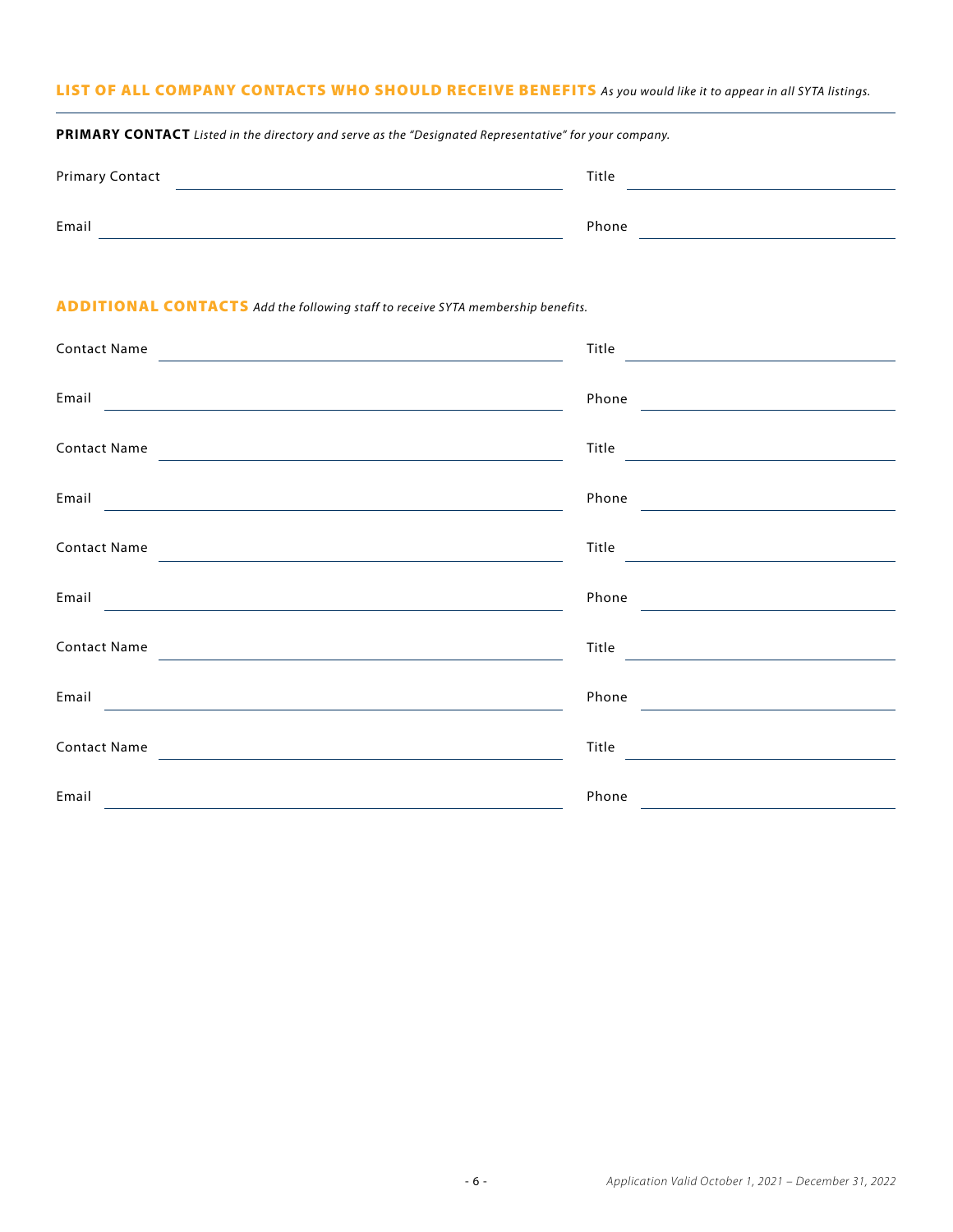## LIST OF ALL COMPANY CONTACTS WHO SHOULD RECEIVE BENEFITS *As you would like it to appear in all SYTA listings.*

**PRIMARY CONTACT** *Listed in the directory and serve as the "Designated Representative" for your company.*

Primary Contact ______________________ Title ______________________

Email ______________________ Phone ______________________

## ADDITIONAL CONTACTS *Add the following staff to receive SYTA membership benefits.*

Contact Name ______________________ Title ______________________

Email ______________________ Phone ______________________

Contact Name ______________________ Title ______________________

Email ______________________ Phone ______________________

Contact Name ______________________ Title ______________________

Email ______________________ Phone ______________________

Contact Name ______________________ Title ______________________

Email ______________________ Phone ______________________

Contact Name ______________________ Title ______________________

Email ______________________ Phone ______________________

*Application Valid October 1, 2021 – December 31, 2022*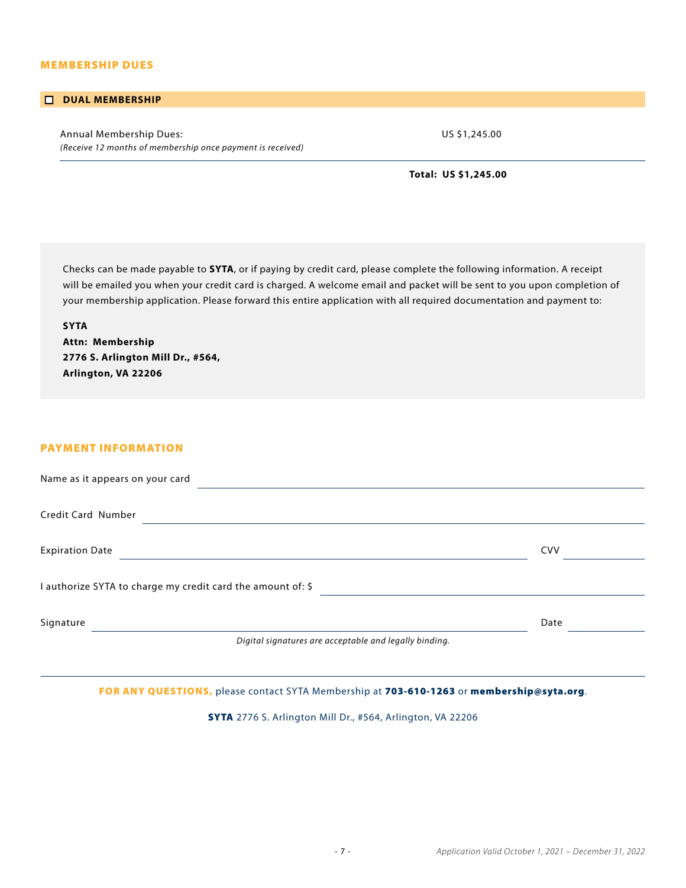## MEMBERSHIP DUES

☐ **DUAL MEMBERSHIP**

| | |
|---|---|
| Annual Membership Dues:<br>*(Receive 12 months of membership once payment is received)* | US $1,245.00 |
| | **Total: US $1,245.00** |

Checks can be made payable to **SYTA**, or if paying by credit card, please complete the following information. A receipt will be emailed you when your credit card is charged. A welcome email and packet will be sent to you upon completion of your membership application. Please forward this entire application with all required documentation and payment to:

**SYTA**
**Attn: Membership**
**2776 S. Arlington Mill Dr., #564,**
**Arlington, VA 22206**

## PAYMENT INFORMATION

Name as it appears on your card ______________________________

Credit Card Number ______________________________

Expiration Date ______________________________ CVV __________

I authorize SYTA to charge my credit card the amount of: $ ______________________________

Signature ______________________________ Date __________

*Digital signatures are acceptable and legally binding.*

**FOR ANY QUESTIONS,** please contact SYTA Membership at **703-610-1263** or **membership@syta.org**.

**SYTA** 2776 S. Arlington Mill Dr., #564, Arlington, VA 22206

*Application Valid October 1, 2021 – December 31, 2022*